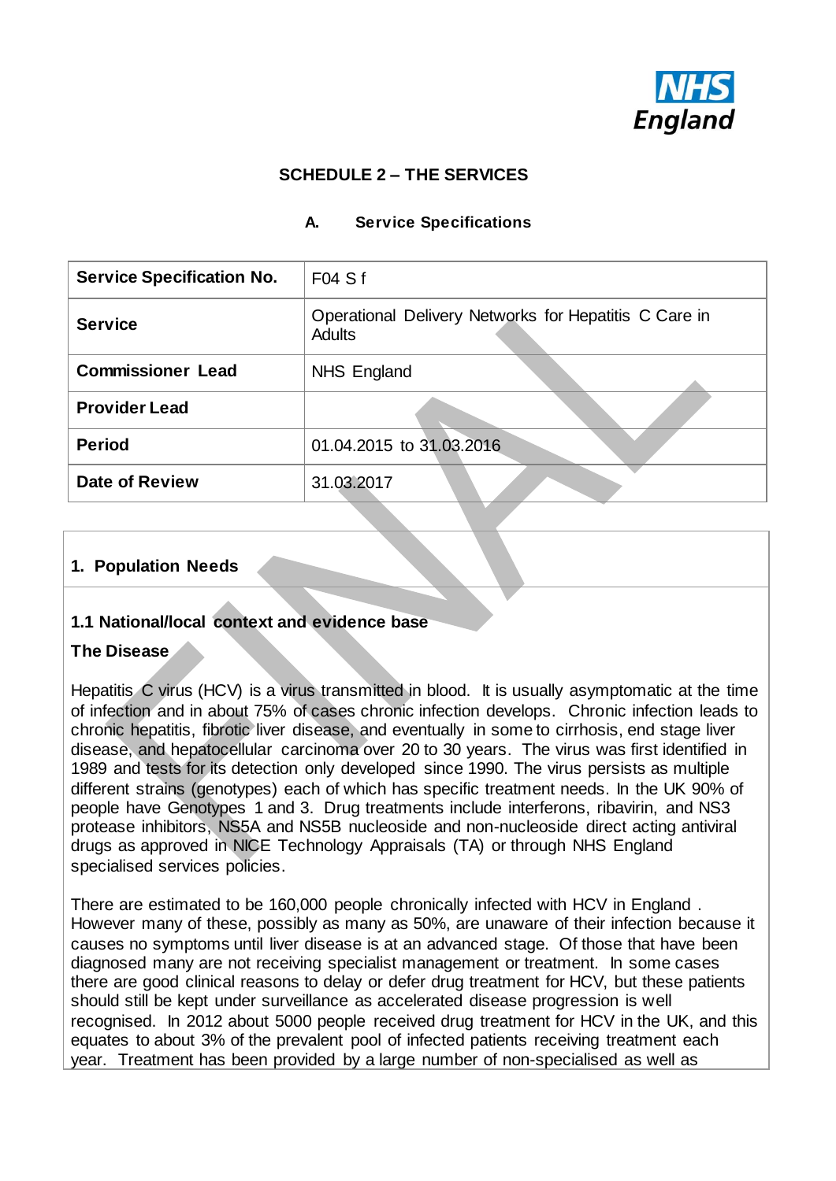# SCHEDULE 2 – THE SERVICES

## A. Service Specifications

| | |
|---|---|
| **Service Specification No.** | F04 S f |
| **Service** | Operational Delivery Networks for Hepatitis C Care in Adults |
| **Commissioner Lead** | NHS England |
| **Provider Lead** | |
| **Period** | 01.04.2015 to 31.03.2016 |
| **Date of Review** | 31.03.2017 |

## 1. Population Needs

### 1.1 National/local context and evidence base

**The Disease**

Hepatitis C virus (HCV) is a virus transmitted in blood. It is usually asymptomatic at the time of infection and in about 75% of cases chronic infection develops. Chronic infection leads to chronic hepatitis, fibrotic liver disease, and eventually in some to cirrhosis, end stage liver disease, and hepatocellular carcinoma over 20 to 30 years. The virus was first identified in 1989 and tests for its detection only developed since 1990. The virus persists as multiple different strains (genotypes) each of which has specific treatment needs. In the UK 90% of people have Genotypes 1 and 3. Drug treatments include interferons, ribavirin, and NS3 protease inhibitors, NS5A and NS5B nucleoside and non-nucleoside direct acting antiviral drugs as approved in NICE Technology Appraisals (TA) or through NHS England specialised services policies.

There are estimated to be 160,000 people chronically infected with HCV in England . However many of these, possibly as many as 50%, are unaware of their infection because it causes no symptoms until liver disease is at an advanced stage. Of those that have been diagnosed many are not receiving specialist management or treatment. In some cases there are good clinical reasons to delay or defer drug treatment for HCV, but these patients should still be kept under surveillance as accelerated disease progression is well recognised. In 2012 about 5000 people received drug treatment for HCV in the UK, and this equates to about 3% of the prevalent pool of infected patients receiving treatment each year. Treatment has been provided by a large number of non-specialised as well as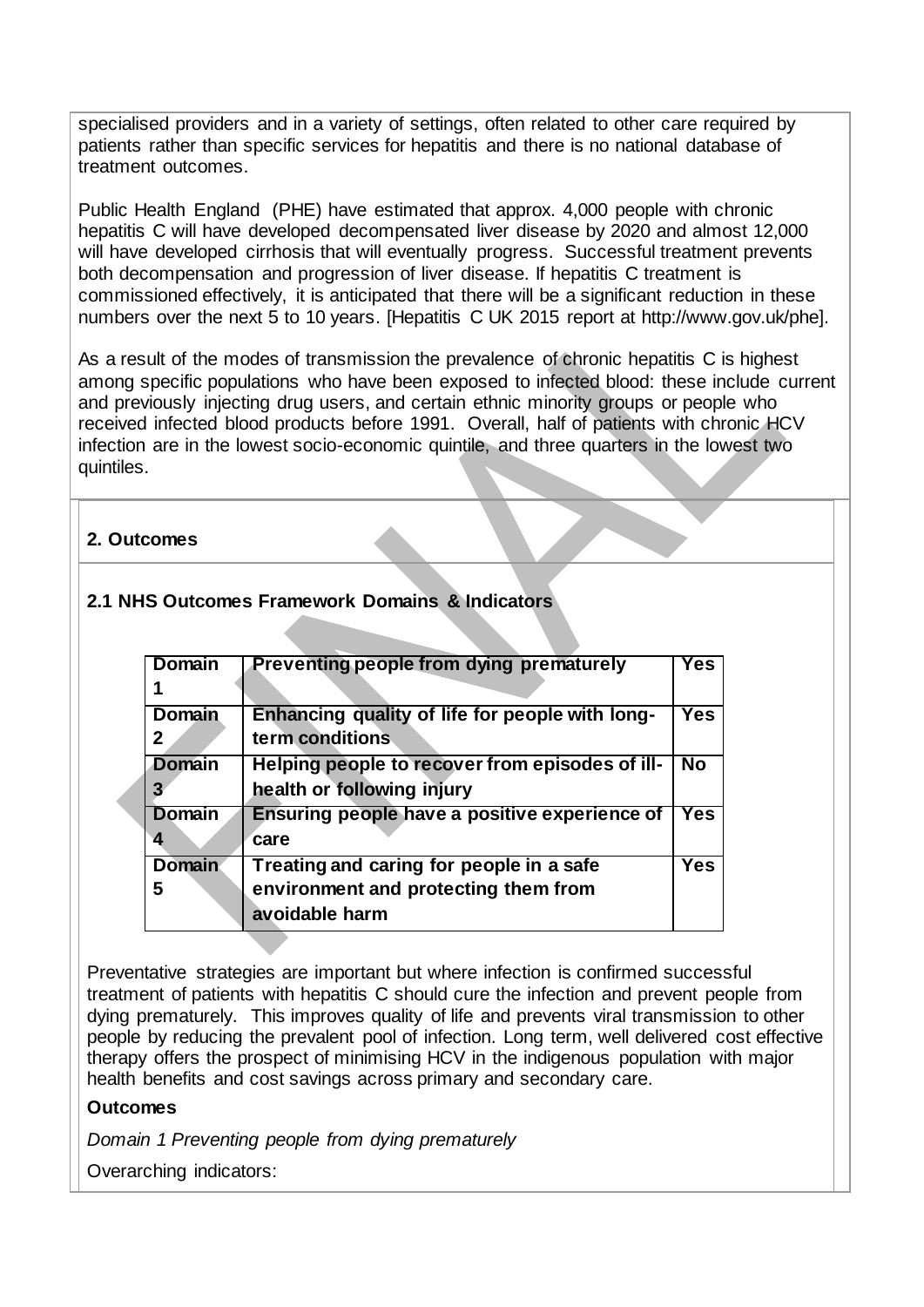specialised providers and in a variety of settings, often related to other care required by patients rather than specific services for hepatitis and there is no national database of treatment outcomes.

Public Health England (PHE) have estimated that approx. 4,000 people with chronic hepatitis C will have developed decompensated liver disease by 2020 and almost 12,000 will have developed cirrhosis that will eventually progress. Successful treatment prevents both decompensation and progression of liver disease. If hepatitis C treatment is commissioned effectively, it is anticipated that there will be a significant reduction in these numbers over the next 5 to 10 years. [Hepatitis C UK 2015 report at http://www.gov.uk/phe].

As a result of the modes of transmission the prevalence of chronic hepatitis C is highest among specific populations who have been exposed to infected blood: these include current and previously injecting drug users, and certain ethnic minority groups or people who received infected blood products before 1991. Overall, half of patients with chronic HCV infection are in the lowest socio-economic quintile, and three quarters in the lowest two quintiles.

## 2. Outcomes

### 2.1 NHS Outcomes Framework Domains & Indicators

| | | |
|---|---|---|
| **Domain 1** | **Preventing people from dying prematurely** | **Yes** |
| **Domain 2** | **Enhancing quality of life for people with long-term conditions** | **Yes** |
| **Domain 3** | **Helping people to recover from episodes of ill-health or following injury** | **No** |
| **Domain 4** | **Ensuring people have a positive experience of care** | **Yes** |
| **Domain 5** | **Treating and caring for people in a safe environment and protecting them from avoidable harm** | **Yes** |

Preventative strategies are important but where infection is confirmed successful treatment of patients with hepatitis C should cure the infection and prevent people from dying prematurely. This improves quality of life and prevents viral transmission to other people by reducing the prevalent pool of infection. Long term, well delivered cost effective therapy offers the prospect of minimising HCV in the indigenous population with major health benefits and cost savings across primary and secondary care.

**Outcomes**

*Domain 1 Preventing people from dying prematurely*

Overarching indicators: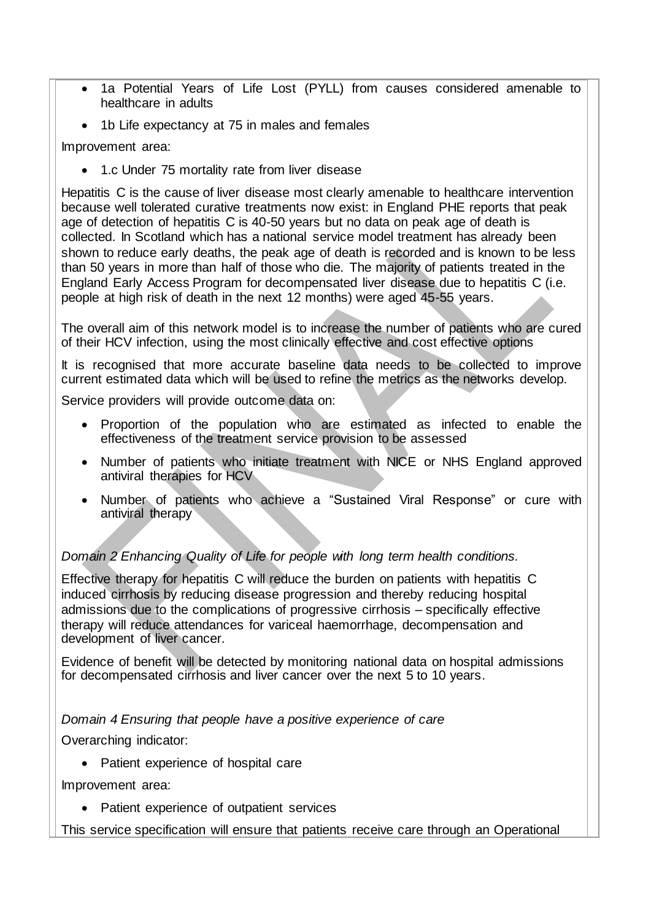- 1a Potential Years of Life Lost (PYLL) from causes considered amenable to healthcare in adults
- 1b Life expectancy at 75 in males and females

Improvement area:

- 1.c Under 75 mortality rate from liver disease

Hepatitis C is the cause of liver disease most clearly amenable to healthcare intervention because well tolerated curative treatments now exist: in England PHE reports that peak age of detection of hepatitis C is 40-50 years but no data on peak age of death is collected. In Scotland which has a national service model treatment has already been shown to reduce early deaths, the peak age of death is recorded and is known to be less than 50 years in more than half of those who die. The majority of patients treated in the England Early Access Program for decompensated liver disease due to hepatitis C (i.e. people at high risk of death in the next 12 months) were aged 45-55 years.

The overall aim of this network model is to increase the number of patients who are cured of their HCV infection, using the most clinically effective and cost effective options

It is recognised that more accurate baseline data needs to be collected to improve current estimated data which will be used to refine the metrics as the networks develop.

Service providers will provide outcome data on:

- Proportion of the population who are estimated as infected to enable the effectiveness of the treatment service provision to be assessed
- Number of patients who initiate treatment with NICE or NHS England approved antiviral therapies for HCV
- Number of patients who achieve a "Sustained Viral Response" or cure with antiviral therapy

*Domain 2 Enhancing Quality of Life for people with long term health conditions.*

Effective therapy for hepatitis C will reduce the burden on patients with hepatitis C induced cirrhosis by reducing disease progression and thereby reducing hospital admissions due to the complications of progressive cirrhosis – specifically effective therapy will reduce attendances for variceal haemorrhage, decompensation and development of liver cancer.

Evidence of benefit will be detected by monitoring national data on hospital admissions for decompensated cirrhosis and liver cancer over the next 5 to 10 years.

*Domain 4 Ensuring that people have a positive experience of care*

Overarching indicator:

- Patient experience of hospital care

Improvement area:

- Patient experience of outpatient services

This service specification will ensure that patients receive care through an Operational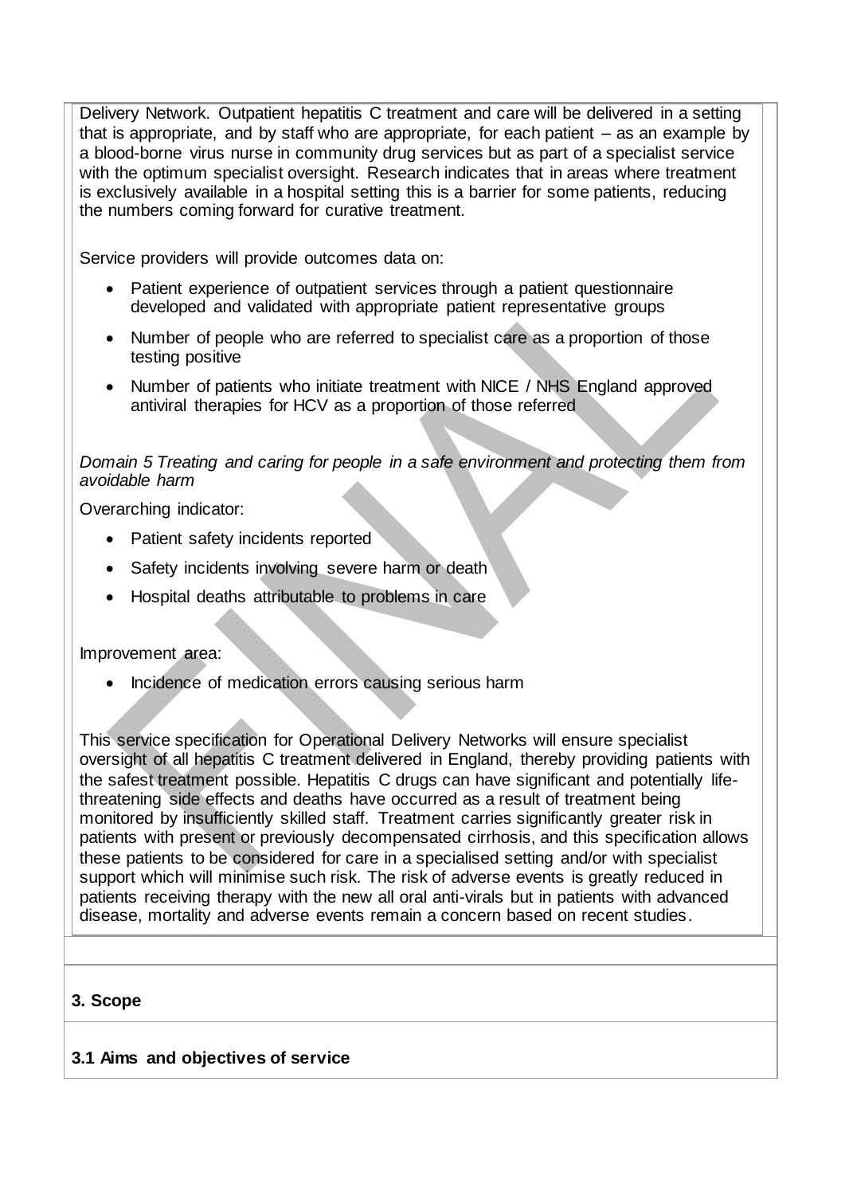Delivery Network. Outpatient hepatitis C treatment and care will be delivered in a setting that is appropriate, and by staff who are appropriate, for each patient – as an example by a blood-borne virus nurse in community drug services but as part of a specialist service with the optimum specialist oversight. Research indicates that in areas where treatment is exclusively available in a hospital setting this is a barrier for some patients, reducing the numbers coming forward for curative treatment.

Service providers will provide outcomes data on:

- Patient experience of outpatient services through a patient questionnaire developed and validated with appropriate patient representative groups
- Number of people who are referred to specialist care as a proportion of those testing positive
- Number of patients who initiate treatment with NICE / NHS England approved antiviral therapies for HCV as a proportion of those referred

*Domain 5 Treating and caring for people in a safe environment and protecting them from avoidable harm*

Overarching indicator:

- Patient safety incidents reported
- Safety incidents involving severe harm or death
- Hospital deaths attributable to problems in care

Improvement area:

- Incidence of medication errors causing serious harm

This service specification for Operational Delivery Networks will ensure specialist oversight of all hepatitis C treatment delivered in England, thereby providing patients with the safest treatment possible. Hepatitis C drugs can have significant and potentially life-threatening side effects and deaths have occurred as a result of treatment being monitored by insufficiently skilled staff. Treatment carries significantly greater risk in patients with present or previously decompensated cirrhosis, and this specification allows these patients to be considered for care in a specialised setting and/or with specialist support which will minimise such risk. The risk of adverse events is greatly reduced in patients receiving therapy with the new all oral anti-virals but in patients with advanced disease, mortality and adverse events remain a concern based on recent studies.

## 3. Scope

### 3.1 Aims and objectives of service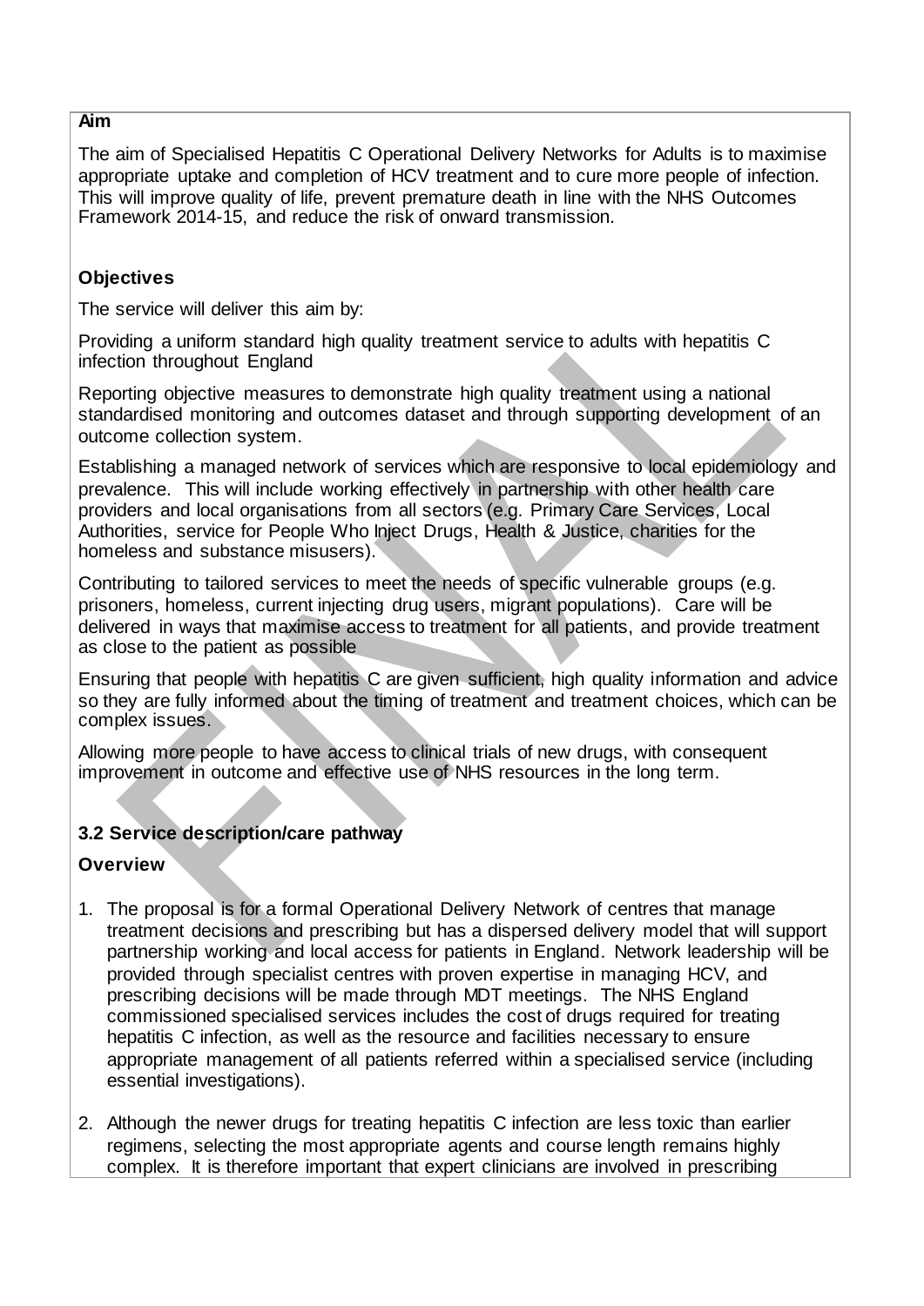**Aim**

The aim of Specialised Hepatitis C Operational Delivery Networks for Adults is to maximise appropriate uptake and completion of HCV treatment and to cure more people of infection. This will improve quality of life, prevent premature death in line with the NHS Outcomes Framework 2014-15, and reduce the risk of onward transmission.

**Objectives**

The service will deliver this aim by:

Providing a uniform standard high quality treatment service to adults with hepatitis C infection throughout England

Reporting objective measures to demonstrate high quality treatment using a national standardised monitoring and outcomes dataset and through supporting development of an outcome collection system.

Establishing a managed network of services which are responsive to local epidemiology and prevalence. This will include working effectively in partnership with other health care providers and local organisations from all sectors (e.g. Primary Care Services, Local Authorities, service for People Who Inject Drugs, Health & Justice, charities for the homeless and substance misusers).

Contributing to tailored services to meet the needs of specific vulnerable groups (e.g. prisoners, homeless, current injecting drug users, migrant populations). Care will be delivered in ways that maximise access to treatment for all patients, and provide treatment as close to the patient as possible

Ensuring that people with hepatitis C are given sufficient, high quality information and advice so they are fully informed about the timing of treatment and treatment choices, which can be complex issues.

Allowing more people to have access to clinical trials of new drugs, with consequent improvement in outcome and effective use of NHS resources in the long term.

**3.2 Service description/care pathway**

**Overview**

1. The proposal is for a formal Operational Delivery Network of centres that manage treatment decisions and prescribing but has a dispersed delivery model that will support partnership working and local access for patients in England. Network leadership will be provided through specialist centres with proven expertise in managing HCV, and prescribing decisions will be made through MDT meetings. The NHS England commissioned specialised services includes the cost of drugs required for treating hepatitis C infection, as well as the resource and facilities necessary to ensure appropriate management of all patients referred within a specialised service (including essential investigations).

2. Although the newer drugs for treating hepatitis C infection are less toxic than earlier regimens, selecting the most appropriate agents and course length remains highly complex. It is therefore important that expert clinicians are involved in prescribing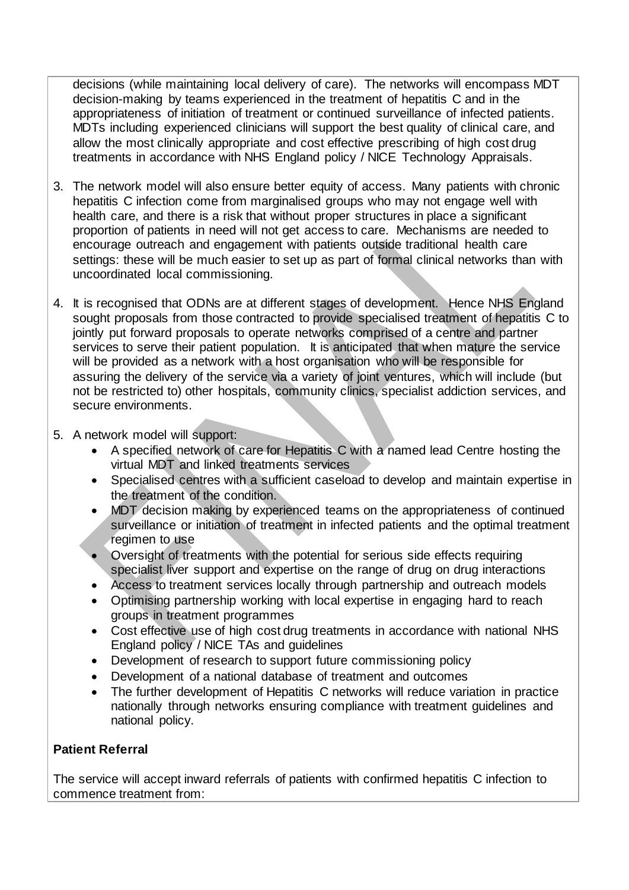decisions (while maintaining local delivery of care). The networks will encompass MDT decision-making by teams experienced in the treatment of hepatitis C and in the appropriateness of initiation of treatment or continued surveillance of infected patients. MDTs including experienced clinicians will support the best quality of clinical care, and allow the most clinically appropriate and cost effective prescribing of high cost drug treatments in accordance with NHS England policy / NICE Technology Appraisals.

3. The network model will also ensure better equity of access. Many patients with chronic hepatitis C infection come from marginalised groups who may not engage well with health care, and there is a risk that without proper structures in place a significant proportion of patients in need will not get access to care. Mechanisms are needed to encourage outreach and engagement with patients outside traditional health care settings: these will be much easier to set up as part of formal clinical networks than with uncoordinated local commissioning.

4. It is recognised that ODNs are at different stages of development. Hence NHS England sought proposals from those contracted to provide specialised treatment of hepatitis C to jointly put forward proposals to operate networks comprised of a centre and partner services to serve their patient population. It is anticipated that when mature the service will be provided as a network with a host organisation who will be responsible for assuring the delivery of the service via a variety of joint ventures, which will include (but not be restricted to) other hospitals, community clinics, specialist addiction services, and secure environments.

5. A network model will support:
   - A specified network of care for Hepatitis C with a named lead Centre hosting the virtual MDT and linked treatments services
   - Specialised centres with a sufficient caseload to develop and maintain expertise in the treatment of the condition.
   - MDT decision making by experienced teams on the appropriateness of continued surveillance or initiation of treatment in infected patients and the optimal treatment regimen to use
   - Oversight of treatments with the potential for serious side effects requiring specialist liver support and expertise on the range of drug on drug interactions
   - Access to treatment services locally through partnership and outreach models
   - Optimising partnership working with local expertise in engaging hard to reach groups in treatment programmes
   - Cost effective use of high cost drug treatments in accordance with national NHS England policy / NICE TAs and guidelines
   - Development of research to support future commissioning policy
   - Development of a national database of treatment and outcomes
   - The further development of Hepatitis C networks will reduce variation in practice nationally through networks ensuring compliance with treatment guidelines and national policy.

**Patient Referral**

The service will accept inward referrals of patients with confirmed hepatitis C infection to commence treatment from: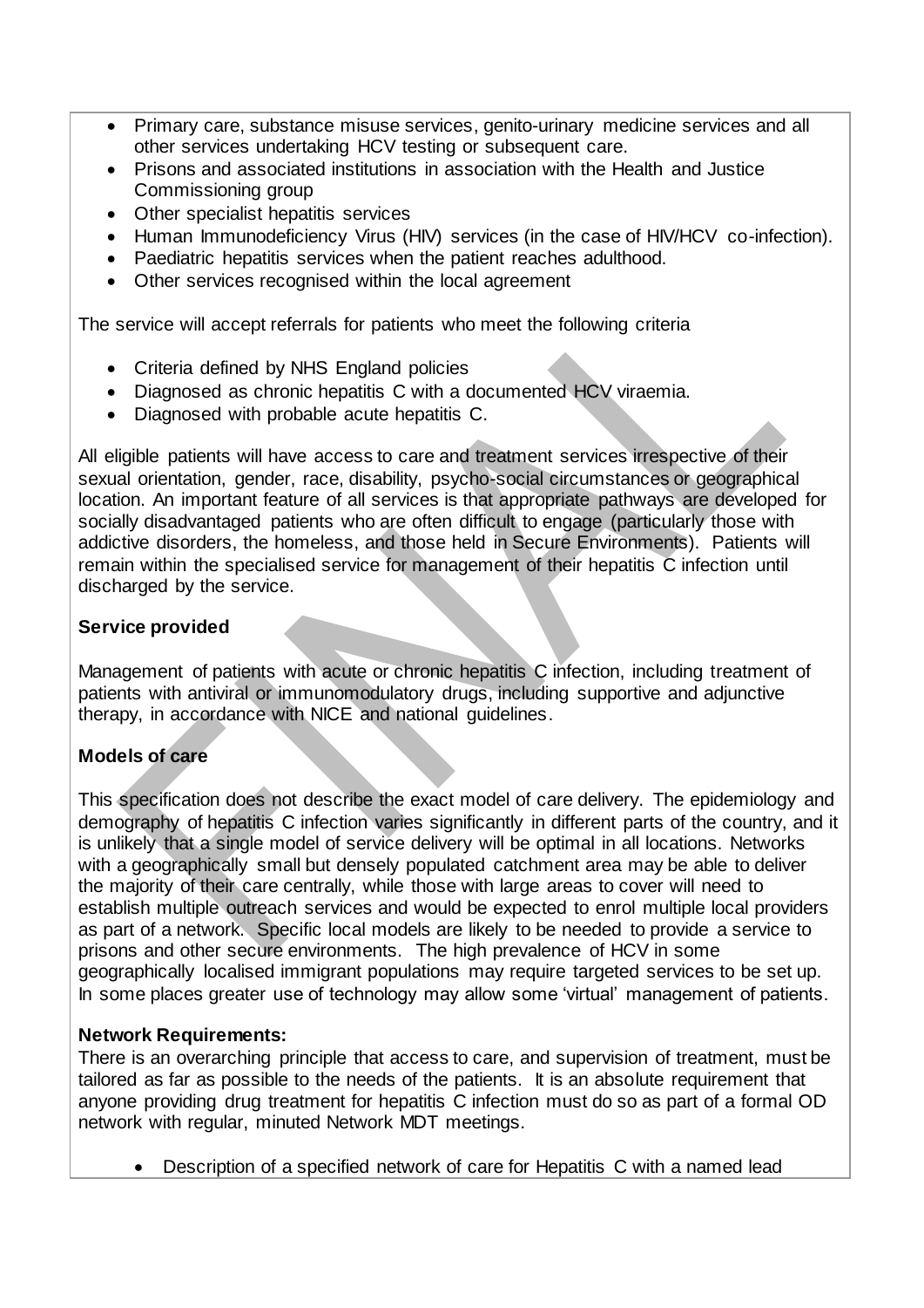- Primary care, substance misuse services, genito-urinary medicine services and all other services undertaking HCV testing or subsequent care.
- Prisons and associated institutions in association with the Health and Justice Commissioning group
- Other specialist hepatitis services
- Human Immunodeficiency Virus (HIV) services (in the case of HIV/HCV co-infection).
- Paediatric hepatitis services when the patient reaches adulthood.
- Other services recognised within the local agreement

The service will accept referrals for patients who meet the following criteria

- Criteria defined by NHS England policies
- Diagnosed as chronic hepatitis C with a documented HCV viraemia.
- Diagnosed with probable acute hepatitis C.

All eligible patients will have access to care and treatment services irrespective of their sexual orientation, gender, race, disability, psycho-social circumstances or geographical location. An important feature of all services is that appropriate pathways are developed for socially disadvantaged patients who are often difficult to engage (particularly those with addictive disorders, the homeless, and those held in Secure Environments). Patients will remain within the specialised service for management of their hepatitis C infection until discharged by the service.

**Service provided**

Management of patients with acute or chronic hepatitis C infection, including treatment of patients with antiviral or immunomodulatory drugs, including supportive and adjunctive therapy, in accordance with NICE and national guidelines.

**Models of care**

This specification does not describe the exact model of care delivery. The epidemiology and demography of hepatitis C infection varies significantly in different parts of the country, and it is unlikely that a single model of service delivery will be optimal in all locations. Networks with a geographically small but densely populated catchment area may be able to deliver the majority of their care centrally, while those with large areas to cover will need to establish multiple outreach services and would be expected to enrol multiple local providers as part of a network. Specific local models are likely to be needed to provide a service to prisons and other secure environments. The high prevalence of HCV in some geographically localised immigrant populations may require targeted services to be set up. In some places greater use of technology may allow some 'virtual' management of patients.

**Network Requirements:**

There is an overarching principle that access to care, and supervision of treatment, must be tailored as far as possible to the needs of the patients. It is an absolute requirement that anyone providing drug treatment for hepatitis C infection must do so as part of a formal OD network with regular, minuted Network MDT meetings.

- Description of a specified network of care for Hepatitis C with a named lead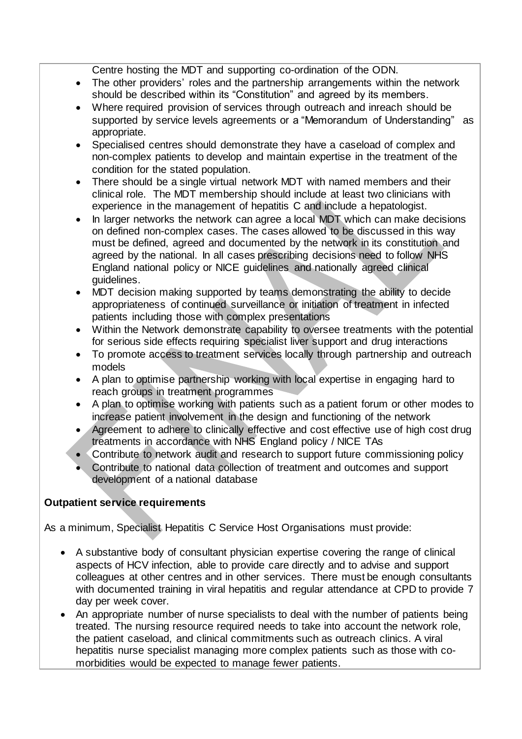Centre hosting the MDT and supporting co-ordination of the ODN.

- The other providers' roles and the partnership arrangements within the network should be described within its "Constitution" and agreed by its members.
- Where required provision of services through outreach and inreach should be supported by service levels agreements or a "Memorandum of Understanding" as appropriate.
- Specialised centres should demonstrate they have a caseload of complex and non-complex patients to develop and maintain expertise in the treatment of the condition for the stated population.
- There should be a single virtual network MDT with named members and their clinical role. The MDT membership should include at least two clinicians with experience in the management of hepatitis C and include a hepatologist.
- In larger networks the network can agree a local MDT which can make decisions on defined non-complex cases. The cases allowed to be discussed in this way must be defined, agreed and documented by the network in its constitution and agreed by the national. In all cases prescribing decisions need to follow NHS England national policy or NICE guidelines and nationally agreed clinical guidelines.
- MDT decision making supported by teams demonstrating the ability to decide appropriateness of continued surveillance or initiation of treatment in infected patients including those with complex presentations
- Within the Network demonstrate capability to oversee treatments with the potential for serious side effects requiring specialist liver support and drug interactions
- To promote access to treatment services locally through partnership and outreach models
- A plan to optimise partnership working with local expertise in engaging hard to reach groups in treatment programmes
- A plan to optimise working with patients such as a patient forum or other modes to increase patient involvement in the design and functioning of the network
- Agreement to adhere to clinically effective and cost effective use of high cost drug treatments in accordance with NHS England policy / NICE TAs
- Contribute to network audit and research to support future commissioning policy
- Contribute to national data collection of treatment and outcomes and support development of a national database

**Outpatient service requirements**

As a minimum, Specialist Hepatitis C Service Host Organisations must provide:

- A substantive body of consultant physician expertise covering the range of clinical aspects of HCV infection, able to provide care directly and to advise and support colleagues at other centres and in other services. There must be enough consultants with documented training in viral hepatitis and regular attendance at CPD to provide 7 day per week cover.
- An appropriate number of nurse specialists to deal with the number of patients being treated. The nursing resource required needs to take into account the network role, the patient caseload, and clinical commitments such as outreach clinics. A viral hepatitis nurse specialist managing more complex patients such as those with co-morbidities would be expected to manage fewer patients.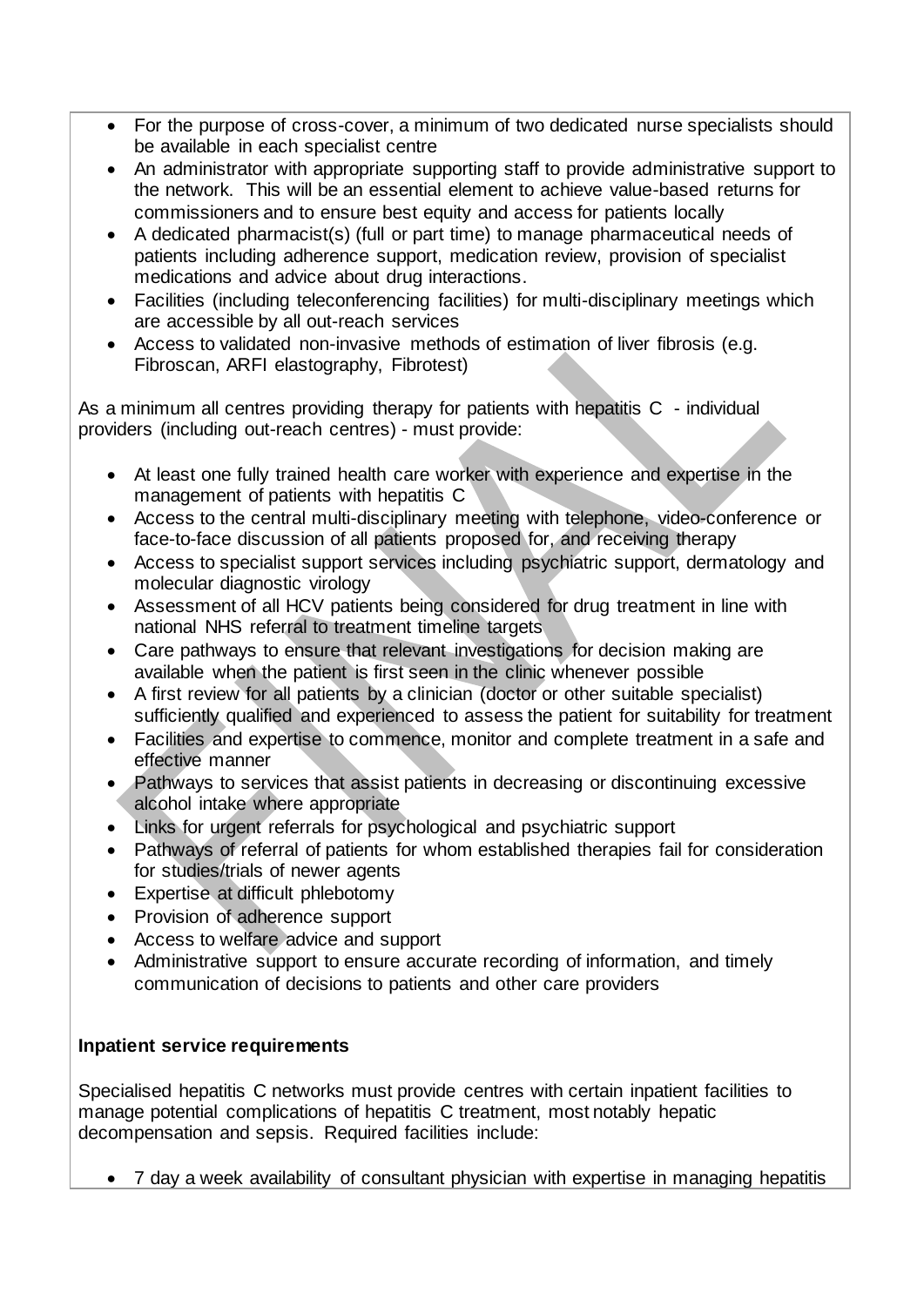- For the purpose of cross-cover, a minimum of two dedicated nurse specialists should be available in each specialist centre
- An administrator with appropriate supporting staff to provide administrative support to the network. This will be an essential element to achieve value-based returns for commissioners and to ensure best equity and access for patients locally
- A dedicated pharmacist(s) (full or part time) to manage pharmaceutical needs of patients including adherence support, medication review, provision of specialist medications and advice about drug interactions.
- Facilities (including teleconferencing facilities) for multi-disciplinary meetings which are accessible by all out-reach services
- Access to validated non-invasive methods of estimation of liver fibrosis (e.g. Fibroscan, ARFI elastography, Fibrotest)

As a minimum all centres providing therapy for patients with hepatitis C - individual providers (including out-reach centres) - must provide:

- At least one fully trained health care worker with experience and expertise in the management of patients with hepatitis C
- Access to the central multi-disciplinary meeting with telephone, video-conference or face-to-face discussion of all patients proposed for, and receiving therapy
- Access to specialist support services including psychiatric support, dermatology and molecular diagnostic virology
- Assessment of all HCV patients being considered for drug treatment in line with national NHS referral to treatment timeline targets
- Care pathways to ensure that relevant investigations for decision making are available when the patient is first seen in the clinic whenever possible
- A first review for all patients by a clinician (doctor or other suitable specialist) sufficiently qualified and experienced to assess the patient for suitability for treatment
- Facilities and expertise to commence, monitor and complete treatment in a safe and effective manner
- Pathways to services that assist patients in decreasing or discontinuing excessive alcohol intake where appropriate
- Links for urgent referrals for psychological and psychiatric support
- Pathways of referral of patients for whom established therapies fail for consideration for studies/trials of newer agents
- Expertise at difficult phlebotomy
- Provision of adherence support
- Access to welfare advice and support
- Administrative support to ensure accurate recording of information, and timely communication of decisions to patients and other care providers

**Inpatient service requirements**

Specialised hepatitis C networks must provide centres with certain inpatient facilities to manage potential complications of hepatitis C treatment, most notably hepatic decompensation and sepsis. Required facilities include:

- 7 day a week availability of consultant physician with expertise in managing hepatitis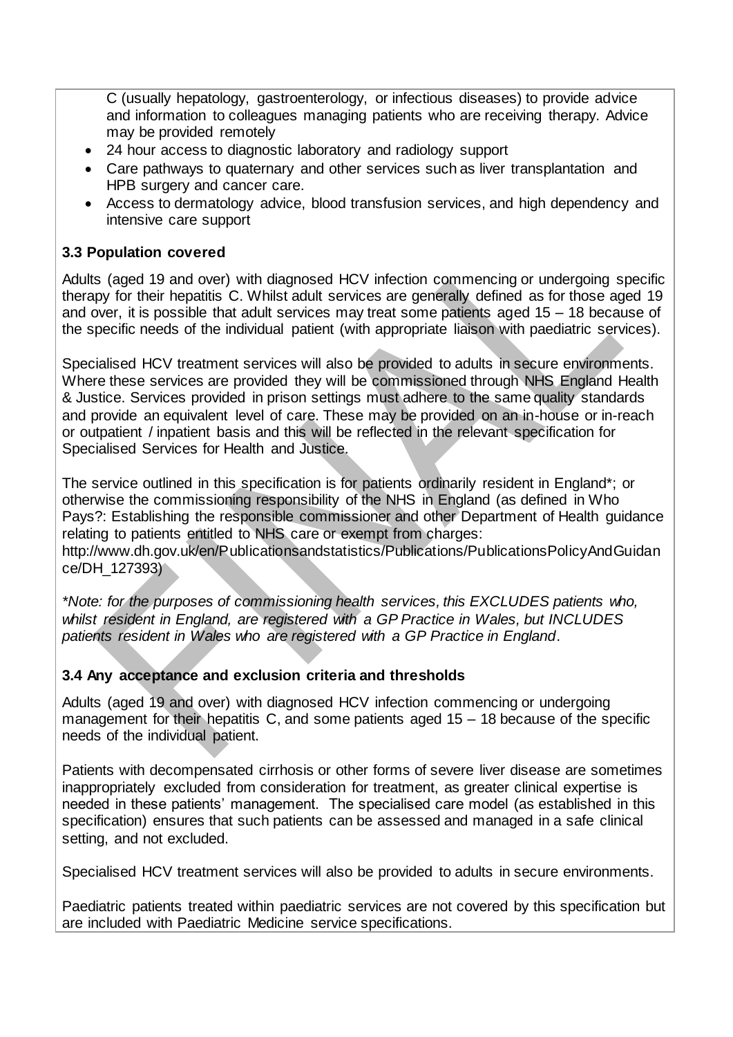C (usually hepatology, gastroenterology, or infectious diseases) to provide advice and information to colleagues managing patients who are receiving therapy. Advice may be provided remotely

- 24 hour access to diagnostic laboratory and radiology support
- Care pathways to quaternary and other services such as liver transplantation and HPB surgery and cancer care.
- Access to dermatology advice, blood transfusion services, and high dependency and intensive care support

### 3.3 Population covered

Adults (aged 19 and over) with diagnosed HCV infection commencing or undergoing specific therapy for their hepatitis C. Whilst adult services are generally defined as for those aged 19 and over, it is possible that adult services may treat some patients aged 15 – 18 because of the specific needs of the individual patient (with appropriate liaison with paediatric services).

Specialised HCV treatment services will also be provided to adults in secure environments. Where these services are provided they will be commissioned through NHS England Health & Justice. Services provided in prison settings must adhere to the same quality standards and provide an equivalent level of care. These may be provided on an in-house or in-reach or outpatient / inpatient basis and this will be reflected in the relevant specification for Specialised Services for Health and Justice.

The service outlined in this specification is for patients ordinarily resident in England*; or otherwise the commissioning responsibility of the NHS in England (as defined in Who Pays?: Establishing the responsible commissioner and other Department of Health guidance relating to patients entitled to NHS care or exempt from charges: http://www.dh.gov.uk/en/Publicationsandstatistics/Publications/PublicationsPolicyAndGuidance/DH_127393)

*\*Note: for the purposes of commissioning health services, this EXCLUDES patients who, whilst resident in England, are registered with a GP Practice in Wales, but INCLUDES patients resident in Wales who are registered with a GP Practice in England.*

### 3.4 Any acceptance and exclusion criteria and thresholds

Adults (aged 19 and over) with diagnosed HCV infection commencing or undergoing management for their hepatitis C, and some patients aged 15 – 18 because of the specific needs of the individual patient.

Patients with decompensated cirrhosis or other forms of severe liver disease are sometimes inappropriately excluded from consideration for treatment, as greater clinical expertise is needed in these patients' management. The specialised care model (as established in this specification) ensures that such patients can be assessed and managed in a safe clinical setting, and not excluded.

Specialised HCV treatment services will also be provided to adults in secure environments.

Paediatric patients treated within paediatric services are not covered by this specification but are included with Paediatric Medicine service specifications.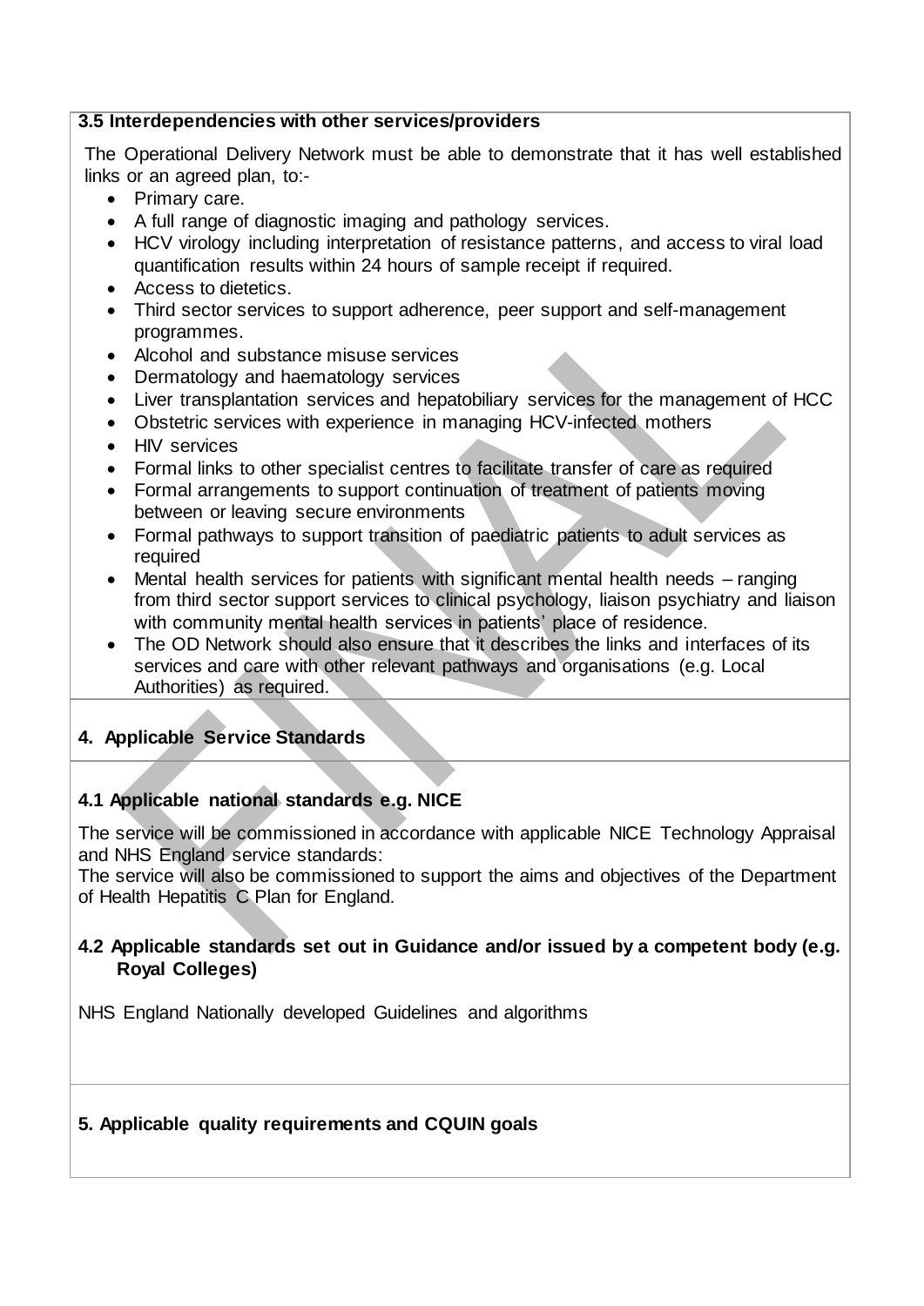### 3.5 Interdependencies with other services/providers

The Operational Delivery Network must be able to demonstrate that it has well established links or an agreed plan, to:-

- Primary care.
- A full range of diagnostic imaging and pathology services.
- HCV virology including interpretation of resistance patterns, and access to viral load quantification results within 24 hours of sample receipt if required.
- Access to dietetics.
- Third sector services to support adherence, peer support and self-management programmes.
- Alcohol and substance misuse services
- Dermatology and haematology services
- Liver transplantation services and hepatobiliary services for the management of HCC
- Obstetric services with experience in managing HCV-infected mothers
- HIV services
- Formal links to other specialist centres to facilitate transfer of care as required
- Formal arrangements to support continuation of treatment of patients moving between or leaving secure environments
- Formal pathways to support transition of paediatric patients to adult services as required
- Mental health services for patients with significant mental health needs – ranging from third sector support services to clinical psychology, liaison psychiatry and liaison with community mental health services in patients' place of residence.
- The OD Network should also ensure that it describes the links and interfaces of its services and care with other relevant pathways and organisations (e.g. Local Authorities) as required.

## 4. Applicable Service Standards

### 4.1 Applicable national standards e.g. NICE

The service will be commissioned in accordance with applicable NICE Technology Appraisal and NHS England service standards:

The service will also be commissioned to support the aims and objectives of the Department of Health Hepatitis C Plan for England.

### 4.2 Applicable standards set out in Guidance and/or issued by a competent body (e.g. Royal Colleges)

NHS England Nationally developed Guidelines and algorithms

## 5. Applicable quality requirements and CQUIN goals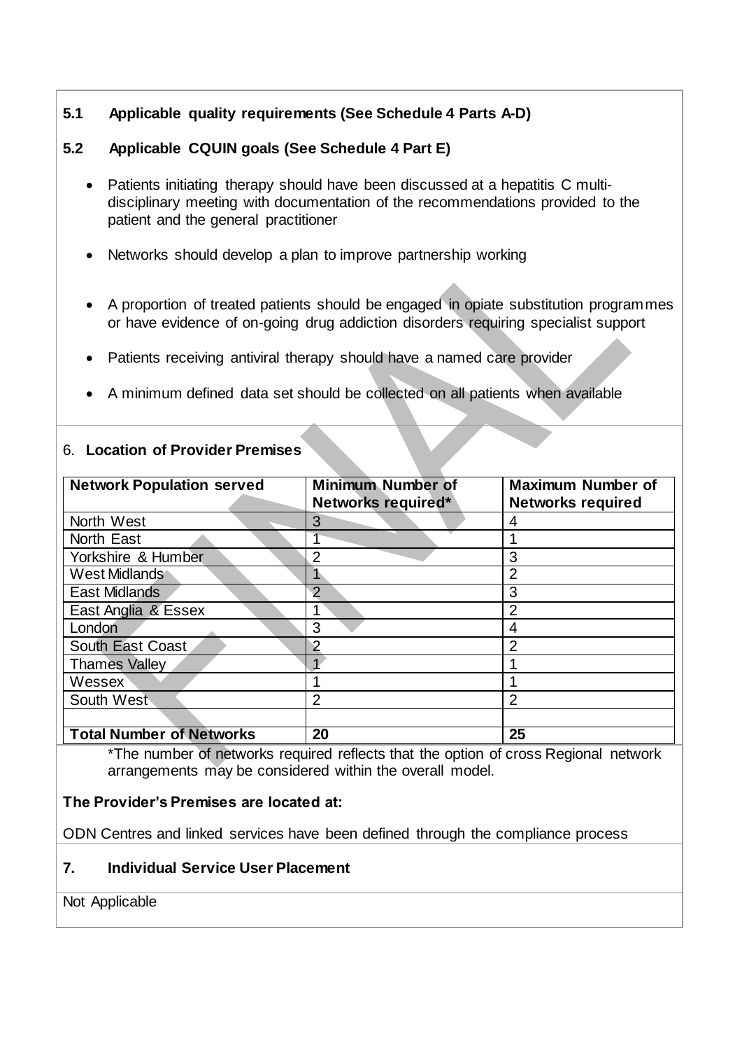### 5.1 Applicable quality requirements (See Schedule 4 Parts A-D)

### 5.2 Applicable CQUIN goals (See Schedule 4 Part E)

- Patients initiating therapy should have been discussed at a hepatitis C multi-disciplinary meeting with documentation of the recommendations provided to the patient and the general practitioner
- Networks should develop a plan to improve partnership working
- A proportion of treated patients should be engaged in opiate substitution programmes or have evidence of on-going drug addiction disorders requiring specialist support
- Patients receiving antiviral therapy should have a named care provider
- A minimum defined data set should be collected on all patients when available

### 6. Location of Provider Premises

| Network Population served | Minimum Number of Networks required* | Maximum Number of Networks required |
|---|---|---|
| North West | 3 | 4 |
| North East | 1 | 1 |
| Yorkshire & Humber | 2 | 3 |
| West Midlands | 1 | 2 |
| East Midlands | 2 | 3 |
| East Anglia & Essex | 1 | 2 |
| London | 3 | 4 |
| South East Coast | 2 | 2 |
| Thames Valley | 1 | 1 |
| Wessex | 1 | 1 |
| South West | 2 | 2 |
| | | |
| **Total Number of Networks** | **20** | **25** |

*The number of networks required reflects that the option of cross Regional network arrangements may be considered within the overall model.

**The Provider's Premises are located at:**

ODN Centres and linked services have been defined through the compliance process

### 7. Individual Service User Placement

Not Applicable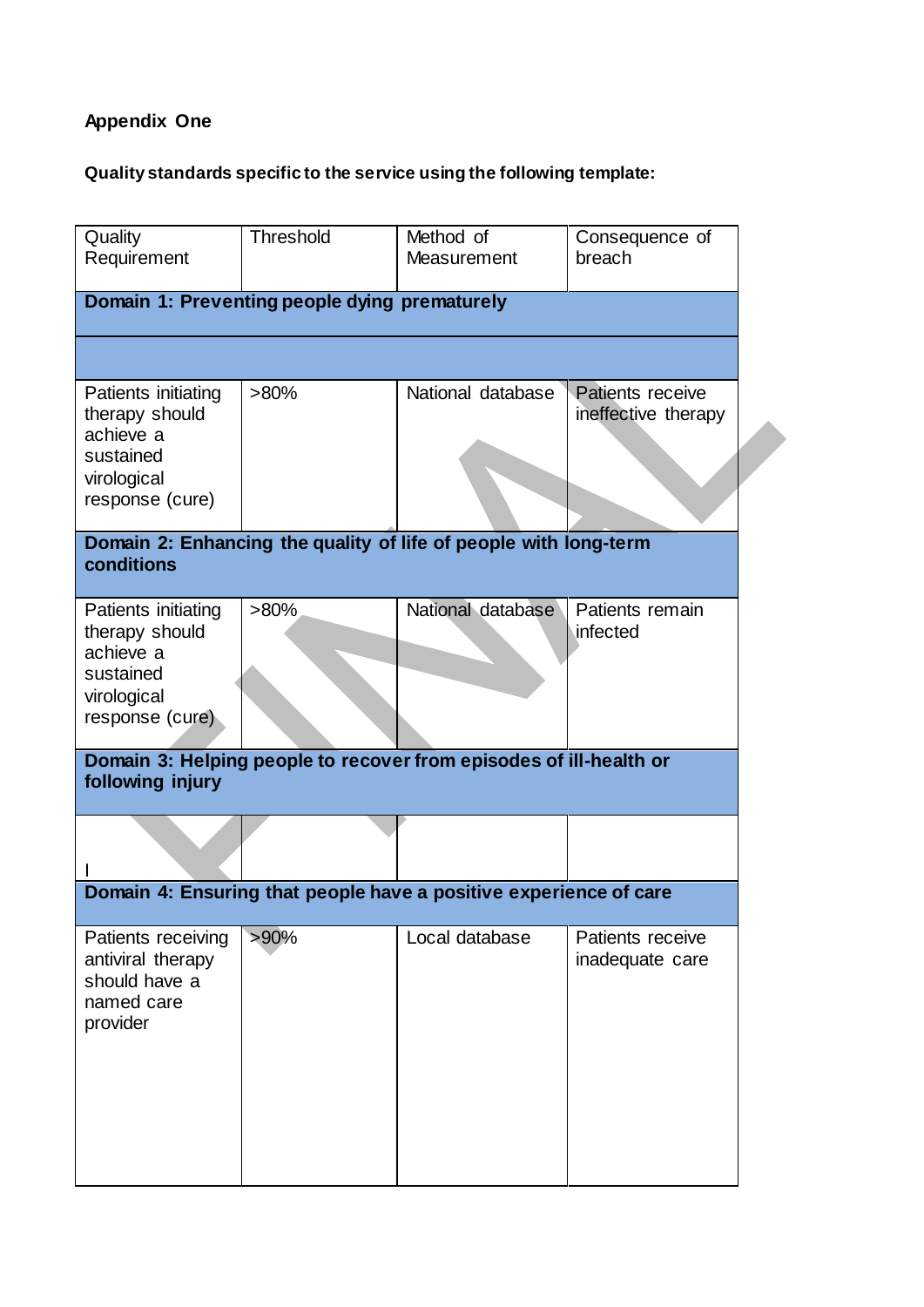**Appendix One**

**Quality standards specific to the service using the following template:**

| Quality Requirement | Threshold | Method of Measurement | Consequence of breach |
|---|---|---|---|
| **Domain 1: Preventing people dying prematurely** | | | |
| | | | |
| Patients initiating therapy should achieve a sustained virological response (cure) | >80% | National database | Patients receive ineffective therapy |
| **Domain 2: Enhancing the quality of life of people with long-term conditions** | | | |
| Patients initiating therapy should achieve a sustained virological response (cure) | >80% | National database | Patients remain infected |
| **Domain 3: Helping people to recover from episodes of ill-health or following injury** | | | |
| I | | | |
| **Domain 4: Ensuring that people have a positive experience of care** | | | |
| Patients receiving antiviral therapy should have a named care provider | >90% | Local database | Patients receive inadequate care |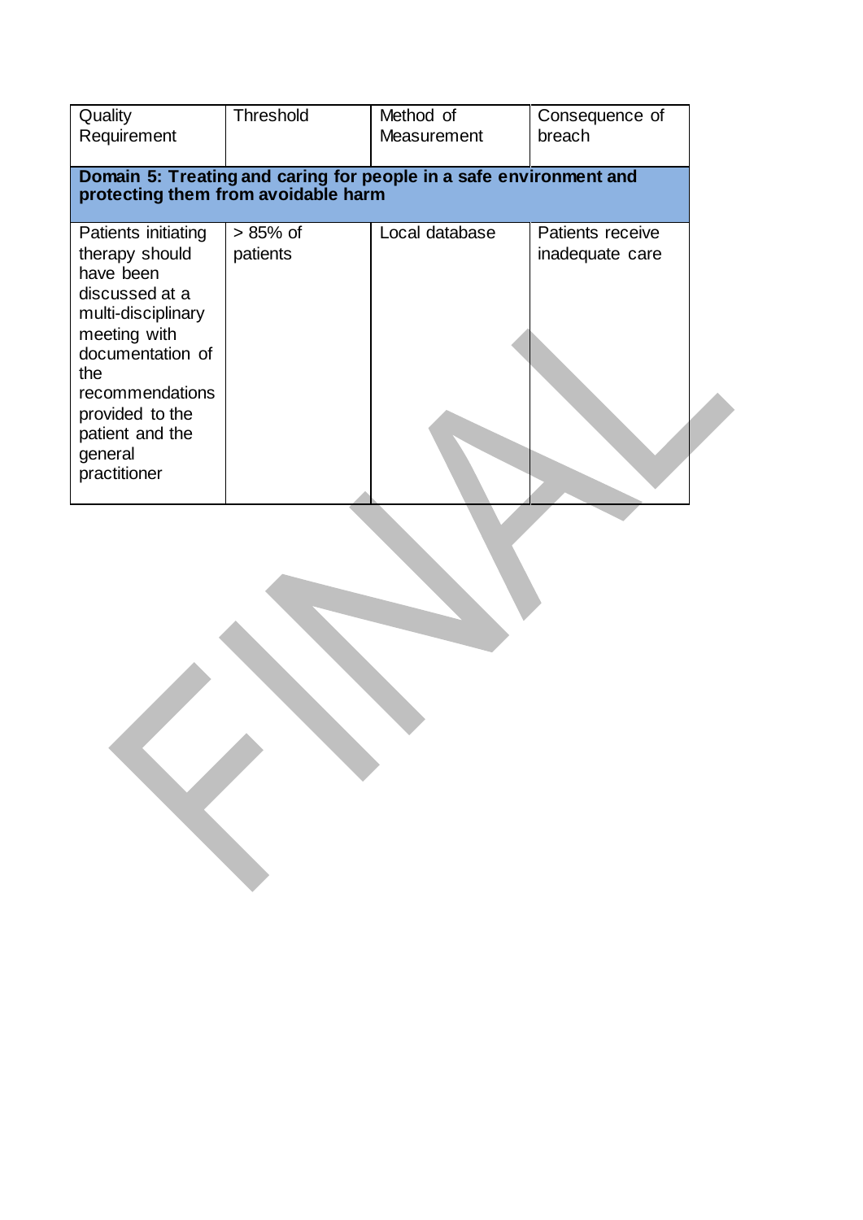| Quality Requirement | Threshold | Method of Measurement | Consequence of breach |
| --- | --- | --- | --- |
| **Domain 5: Treating and caring for people in a safe environment and protecting them from avoidable harm** | | | |
| Patients initiating therapy should have been discussed at a multi-disciplinary meeting with documentation of the recommendations provided to the patient and the general practitioner | > 85% of patients | Local database | Patients receive inadequate care |